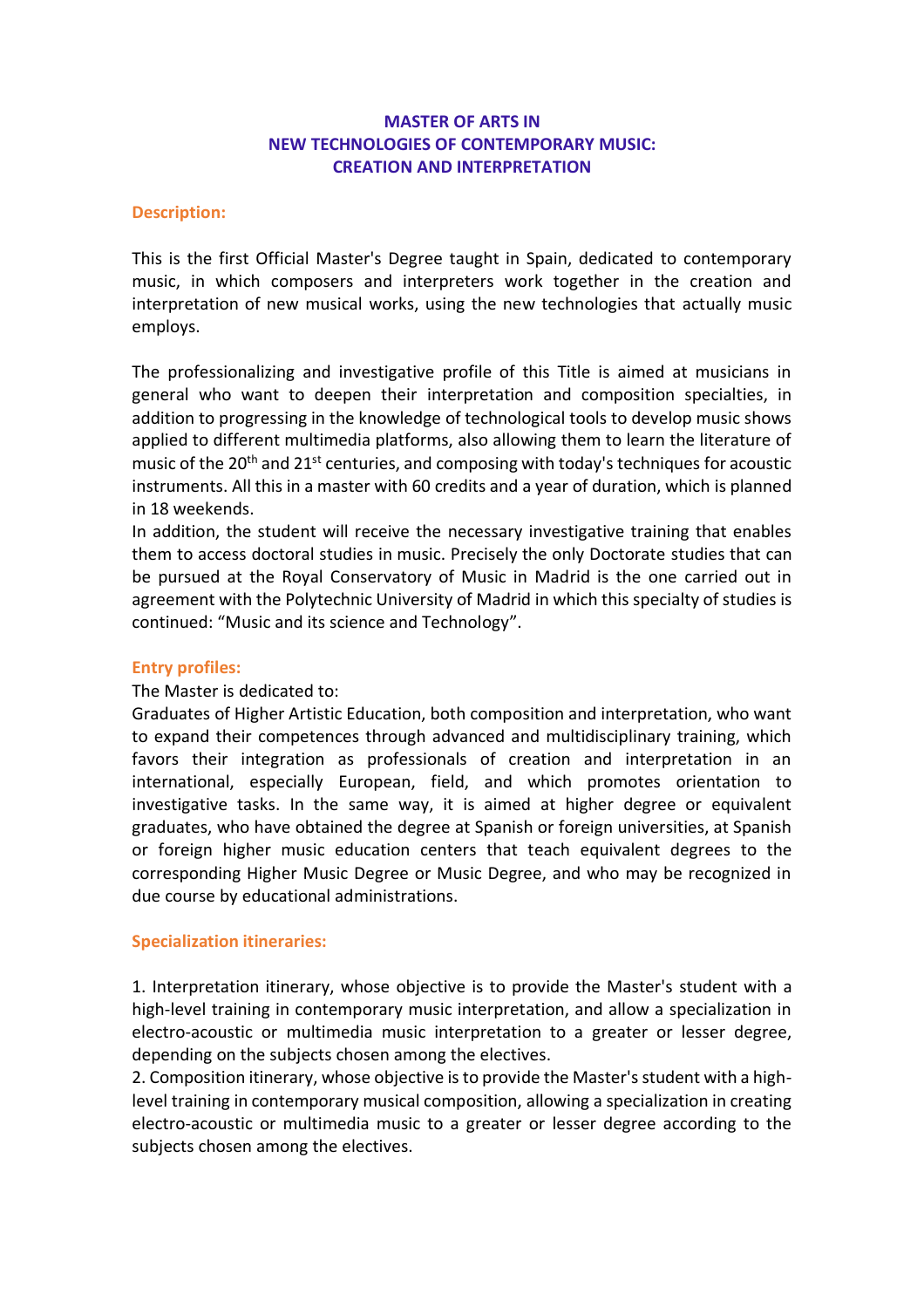# MASTER OF ARTS IN NEW TECHNOLOGIES OF CONTEMPORARY MUSIC: CREATION AND INTERPRETATION

## Description:

This is the first Official Master's Degree taught in Spain, dedicated to contemporary music, in which composers and interpreters work together in the creation and interpretation of new musical works, using the new technologies that actually music employs.

The professionalizing and investigative profile of this Title is aimed at musicians in general who want to deepen their interpretation and composition specialties, in addition to progressing in the knowledge of technological tools to develop music shows applied to different multimedia platforms, also allowing them to learn the literature of music of the 20th and 21st centuries, and composing with today's techniques for acoustic instruments. All this in a master with 60 credits and a year of duration, which is planned in 18 weekends.

In addition, the student will receive the necessary investigative training that enables them to access doctoral studies in music. Precisely the only Doctorate studies that can be pursued at the Royal Conservatory of Music in Madrid is the one carried out in agreement with the Polytechnic University of Madrid in which this specialty of studies is continued: "Music and its science and Technology".

## Entry profiles:

The Master is dedicated to:

Graduates of Higher Artistic Education, both composition and interpretation, who want to expand their competences through advanced and multidisciplinary training, which favors their integration as professionals of creation and interpretation in an international, especially European, field, and which promotes orientation to investigative tasks. In the same way, it is aimed at higher degree or equivalent graduates, who have obtained the degree at Spanish or foreign universities, at Spanish or foreign higher music education centers that teach equivalent degrees to the corresponding Higher Music Degree or Music Degree, and who may be recognized in due course by educational administrations.

## Specialization itineraries:

1. Interpretation itinerary, whose objective is to provide the Master's student with a high-level training in contemporary music interpretation, and allow a specialization in electro-acoustic or multimedia music interpretation to a greater or lesser degree, depending on the subjects chosen among the electives.
2. Composition itinerary, whose objective is to provide the Master's student with a high-level training in contemporary musical composition, allowing a specialization in creating electro-acoustic or multimedia music to a greater or lesser degree according to the subjects chosen among the electives.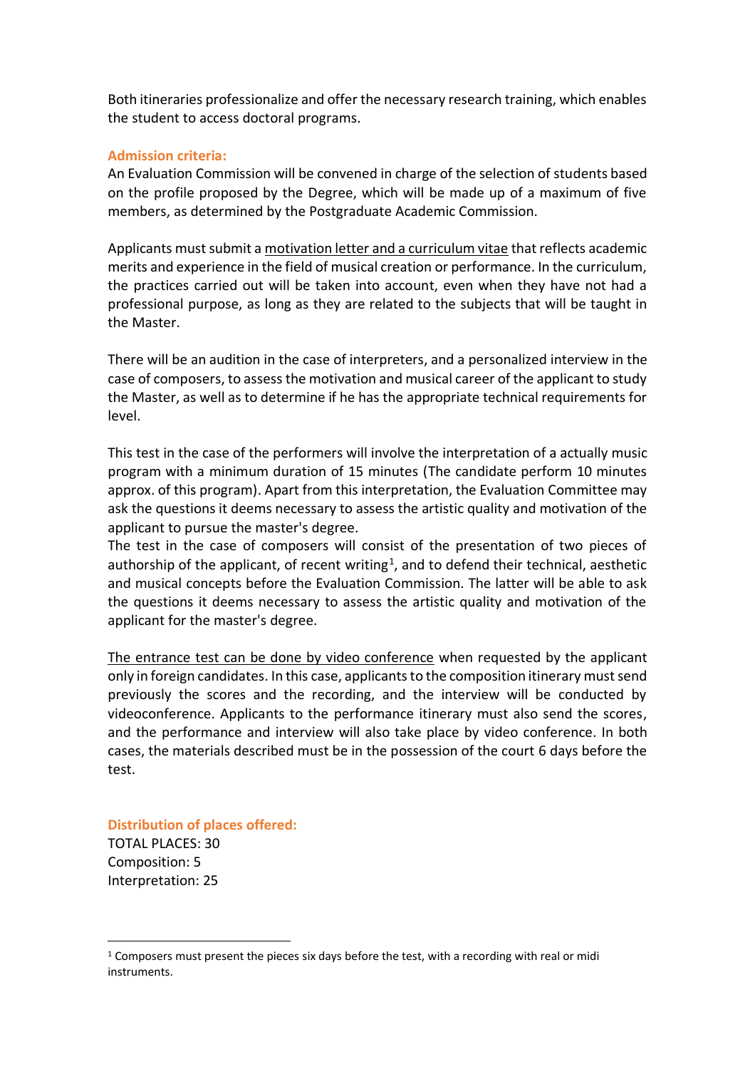Both itineraries professionalize and offer the necessary research training, which enables the student to access doctoral programs.

**Admission criteria:**

An Evaluation Commission will be convened in charge of the selection of students based on the profile proposed by the Degree, which will be made up of a maximum of five members, as determined by the Postgraduate Academic Commission.

Applicants must submit a motivation letter and a curriculum vitae that reflects academic merits and experience in the field of musical creation or performance. In the curriculum, the practices carried out will be taken into account, even when they have not had a professional purpose, as long as they are related to the subjects that will be taught in the Master.

There will be an audition in the case of interpreters, and a personalized interview in the case of composers, to assess the motivation and musical career of the applicant to study the Master, as well as to determine if he has the appropriate technical requirements for level.

This test in the case of the performers will involve the interpretation of a actually music program with a minimum duration of 15 minutes (The candidate perform 10 minutes approx. of this program). Apart from this interpretation, the Evaluation Committee may ask the questions it deems necessary to assess the artistic quality and motivation of the applicant to pursue the master's degree.

The test in the case of composers will consist of the presentation of two pieces of authorship of the applicant, of recent writing[1], and to defend their technical, aesthetic and musical concepts before the Evaluation Commission. The latter will be able to ask the questions it deems necessary to assess the artistic quality and motivation of the applicant for the master's degree.

The entrance test can be done by video conference when requested by the applicant only in foreign candidates. In this case, applicants to the composition itinerary must send previously the scores and the recording, and the interview will be conducted by videoconference. Applicants to the performance itinerary must also send the scores, and the performance and interview will also take place by video conference. In both cases, the materials described must be in the possession of the court 6 days before the test.

**Distribution of places offered:**

TOTAL PLACES: 30
Composition: 5
Interpretation: 25

[1] Composers must present the pieces six days before the test, with a recording with real or midi instruments.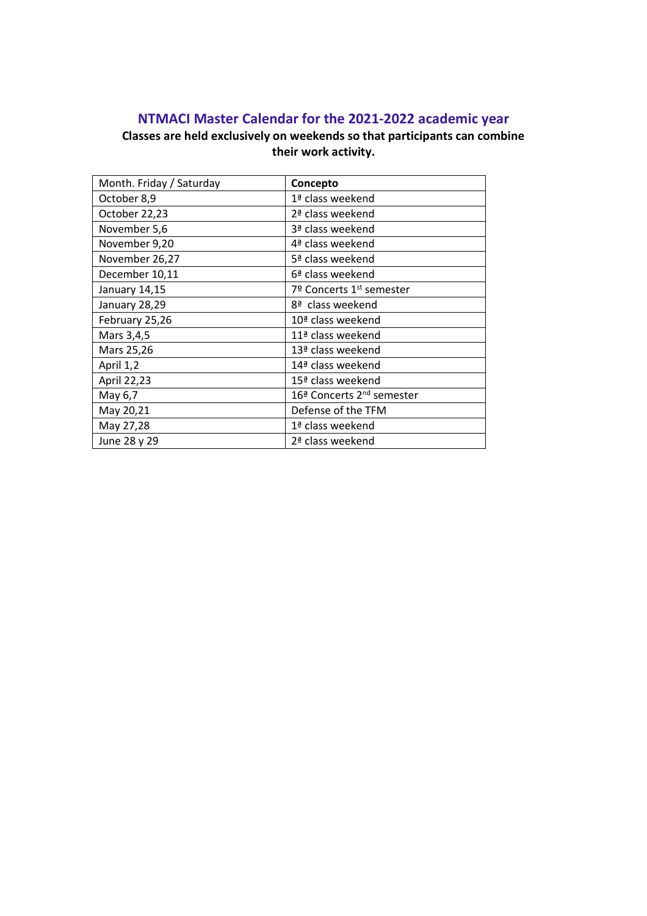## NTMACI Master Calendar for the 2021-2022 academic year

**Classes are held exclusively on weekends so that participants can combine their work activity.**

| Month. Friday / Saturday | **Concepto** |
|---|---|
| October 8,9 | 1ª class weekend |
| October 22,23 | 2ª class weekend |
| November 5,6 | 3ª class weekend |
| November 9,20 | 4ª class weekend |
| November 26,27 | 5ª class weekend |
| December 10,11 | 6ª class weekend |
| January 14,15 | 7º Concerts 1st semester |
| January 28,29 | 8ª class weekend |
| February 25,26 | 10ª class weekend |
| Mars 3,4,5 | 11ª class weekend |
| Mars 25,26 | 13ª class weekend |
| April 1,2 | 14ª class weekend |
| April 22,23 | 15ª class weekend |
| May 6,7 | 16ª Concerts 2nd semester |
| May 20,21 | Defense of the TFM |
| May 27,28 | 1ª class weekend |
| June 28 y 29 | 2ª class weekend |